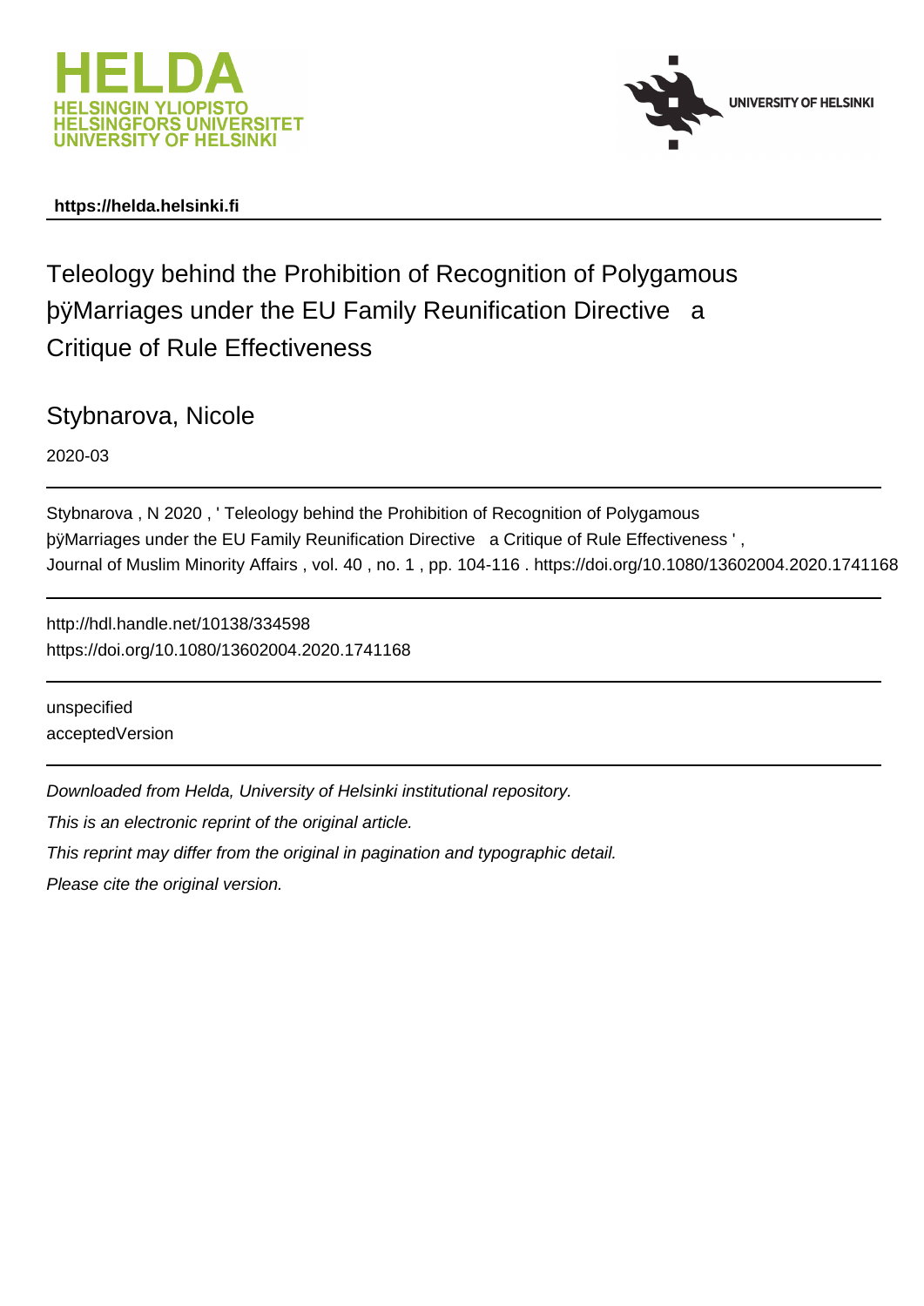**https://helda.helsinki.fi**

# Teleology behind the Prohibition of Recognition of Polygamous þÿMarriages under the EU Family Reunification Directive a Critique of Rule Effectiveness

Stybnarova, Nicole

2020-03

---

Stybnarova , N 2020 , ' Teleology behind the Prohibition of Recognition of Polygamous þÿMarriages under the EU Family Reunification Directive a Critique of Rule Effectiveness ' , Journal of Muslim Minority Affairs , vol. 40 , no. 1 , pp. 104-116 . https://doi.org/10.1080/13602004.2020.1741168

---

http://hdl.handle.net/10138/334598
https://doi.org/10.1080/13602004.2020.1741168

---

unspecified
acceptedVersion

---

*Downloaded from Helda, University of Helsinki institutional repository.*

*This is an electronic reprint of the original article.*

*This reprint may differ from the original in pagination and typographic detail.*

*Please cite the original version.*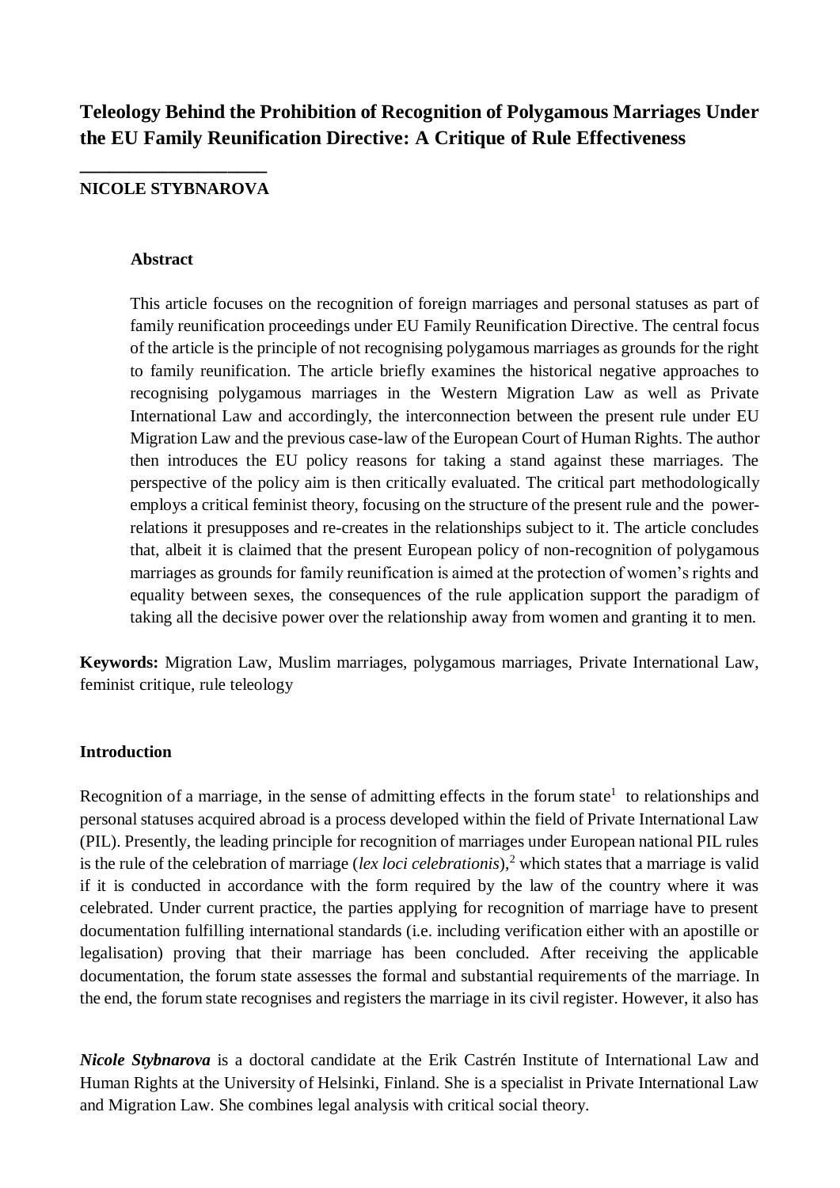# Teleology Behind the Prohibition of Recognition of Polygamous Marriages Under the EU Family Reunification Directive: A Critique of Rule Effectiveness

**NICOLE STYBNAROVA**

### Abstract

This article focuses on the recognition of foreign marriages and personal statuses as part of family reunification proceedings under EU Family Reunification Directive. The central focus of the article is the principle of not recognising polygamous marriages as grounds for the right to family reunification. The article briefly examines the historical negative approaches to recognising polygamous marriages in the Western Migration Law as well as Private International Law and accordingly, the interconnection between the present rule under EU Migration Law and the previous case-law of the European Court of Human Rights. The author then introduces the EU policy reasons for taking a stand against these marriages. The perspective of the policy aim is then critically evaluated. The critical part methodologically employs a critical feminist theory, focusing on the structure of the present rule and the power-relations it presupposes and re-creates in the relationships subject to it. The article concludes that, albeit it is claimed that the present European policy of non-recognition of polygamous marriages as grounds for family reunification is aimed at the protection of women's rights and equality between sexes, the consequences of the rule application support the paradigm of taking all the decisive power over the relationship away from women and granting it to men.

**Keywords:** Migration Law, Muslim marriages, polygamous marriages, Private International Law, feminist critique, rule teleology

### Introduction

Recognition of a marriage, in the sense of admitting effects in the forum state[1] to relationships and personal statuses acquired abroad is a process developed within the field of Private International Law (PIL). Presently, the leading principle for recognition of marriages under European national PIL rules is the rule of the celebration of marriage (*lex loci celebrationis*),[2] which states that a marriage is valid if it is conducted in accordance with the form required by the law of the country where it was celebrated. Under current practice, the parties applying for recognition of marriage have to present documentation fulfilling international standards (i.e. including verification either with an apostille or legalisation) proving that their marriage has been concluded. After receiving the applicable documentation, the forum state assesses the formal and substantial requirements of the marriage. In the end, the forum state recognises and registers the marriage in its civil register. However, it also has

***Nicole Stybnarova*** is a doctoral candidate at the Erik Castrén Institute of International Law and Human Rights at the University of Helsinki, Finland. She is a specialist in Private International Law and Migration Law. She combines legal analysis with critical social theory.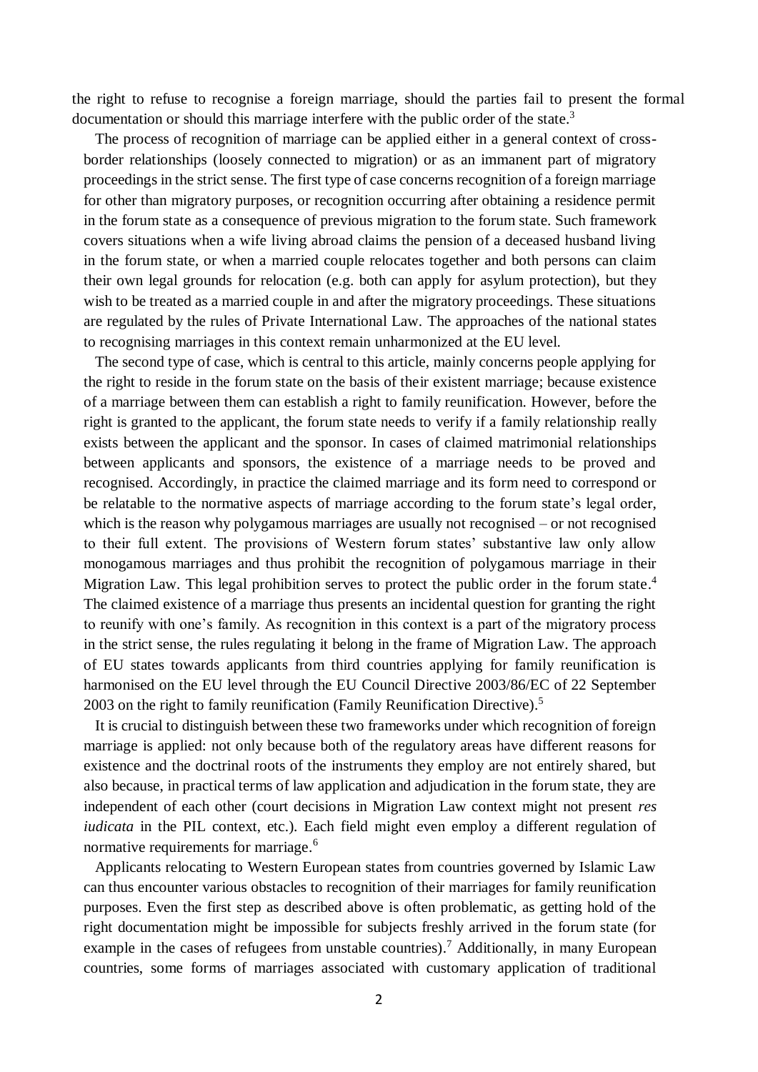the right to refuse to recognise a foreign marriage, should the parties fail to present the formal documentation or should this marriage interfere with the public order of the state.[3]

The process of recognition of marriage can be applied either in a general context of cross-border relationships (loosely connected to migration) or as an immanent part of migratory proceedings in the strict sense. The first type of case concerns recognition of a foreign marriage for other than migratory purposes, or recognition occurring after obtaining a residence permit in the forum state as a consequence of previous migration to the forum state. Such framework covers situations when a wife living abroad claims the pension of a deceased husband living in the forum state, or when a married couple relocates together and both persons can claim their own legal grounds for relocation (e.g. both can apply for asylum protection), but they wish to be treated as a married couple in and after the migratory proceedings. These situations are regulated by the rules of Private International Law. The approaches of the national states to recognising marriages in this context remain unharmonized at the EU level.

The second type of case, which is central to this article, mainly concerns people applying for the right to reside in the forum state on the basis of their existent marriage; because existence of a marriage between them can establish a right to family reunification. However, before the right is granted to the applicant, the forum state needs to verify if a family relationship really exists between the applicant and the sponsor. In cases of claimed matrimonial relationships between applicants and sponsors, the existence of a marriage needs to be proved and recognised. Accordingly, in practice the claimed marriage and its form need to correspond or be relatable to the normative aspects of marriage according to the forum state's legal order, which is the reason why polygamous marriages are usually not recognised – or not recognised to their full extent. The provisions of Western forum states' substantive law only allow monogamous marriages and thus prohibit the recognition of polygamous marriage in their Migration Law. This legal prohibition serves to protect the public order in the forum state.[4] The claimed existence of a marriage thus presents an incidental question for granting the right to reunify with one's family. As recognition in this context is a part of the migratory process in the strict sense, the rules regulating it belong in the frame of Migration Law. The approach of EU states towards applicants from third countries applying for family reunification is harmonised on the EU level through the EU Council Directive 2003/86/EC of 22 September 2003 on the right to family reunification (Family Reunification Directive).[5]

It is crucial to distinguish between these two frameworks under which recognition of foreign marriage is applied: not only because both of the regulatory areas have different reasons for existence and the doctrinal roots of the instruments they employ are not entirely shared, but also because, in practical terms of law application and adjudication in the forum state, they are independent of each other (court decisions in Migration Law context might not present *res iudicata* in the PIL context, etc.). Each field might even employ a different regulation of normative requirements for marriage.[6]

Applicants relocating to Western European states from countries governed by Islamic Law can thus encounter various obstacles to recognition of their marriages for family reunification purposes. Even the first step as described above is often problematic, as getting hold of the right documentation might be impossible for subjects freshly arrived in the forum state (for example in the cases of refugees from unstable countries).[7] Additionally, in many European countries, some forms of marriages associated with customary application of traditional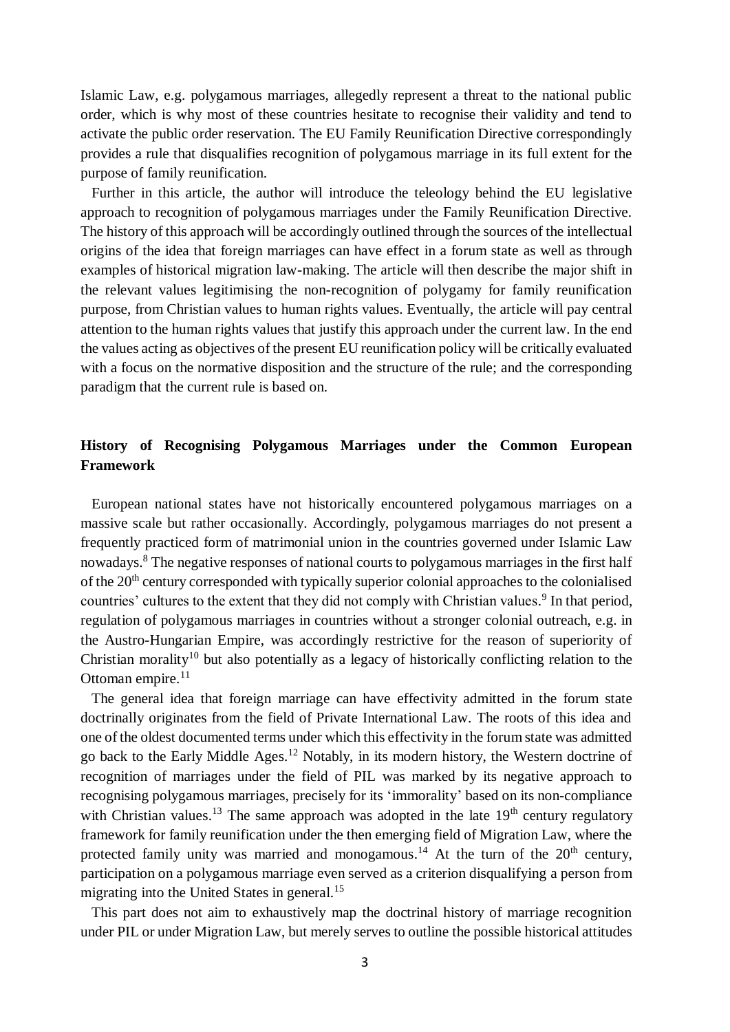Islamic Law, e.g. polygamous marriages, allegedly represent a threat to the national public order, which is why most of these countries hesitate to recognise their validity and tend to activate the public order reservation. The EU Family Reunification Directive correspondingly provides a rule that disqualifies recognition of polygamous marriage in its full extent for the purpose of family reunification.

Further in this article, the author will introduce the teleology behind the EU legislative approach to recognition of polygamous marriages under the Family Reunification Directive. The history of this approach will be accordingly outlined through the sources of the intellectual origins of the idea that foreign marriages can have effect in a forum state as well as through examples of historical migration law-making. The article will then describe the major shift in the relevant values legitimising the non-recognition of polygamy for family reunification purpose, from Christian values to human rights values. Eventually, the article will pay central attention to the human rights values that justify this approach under the current law. In the end the values acting as objectives of the present EU reunification policy will be critically evaluated with a focus on the normative disposition and the structure of the rule; and the corresponding paradigm that the current rule is based on.

## History of Recognising Polygamous Marriages under the Common European Framework

European national states have not historically encountered polygamous marriages on a massive scale but rather occasionally. Accordingly, polygamous marriages do not present a frequently practiced form of matrimonial union in the countries governed under Islamic Law nowadays.[8] The negative responses of national courts to polygamous marriages in the first half of the 20th century corresponded with typically superior colonial approaches to the colonialised countries' cultures to the extent that they did not comply with Christian values.[9] In that period, regulation of polygamous marriages in countries without a stronger colonial outreach, e.g. in the Austro-Hungarian Empire, was accordingly restrictive for the reason of superiority of Christian morality[10] but also potentially as a legacy of historically conflicting relation to the Ottoman empire.[11]

The general idea that foreign marriage can have effectivity admitted in the forum state doctrinally originates from the field of Private International Law. The roots of this idea and one of the oldest documented terms under which this effectivity in the forum state was admitted go back to the Early Middle Ages.[12] Notably, in its modern history, the Western doctrine of recognition of marriages under the field of PIL was marked by its negative approach to recognising polygamous marriages, precisely for its 'immorality' based on its non-compliance with Christian values.[13] The same approach was adopted in the late 19th century regulatory framework for family reunification under the then emerging field of Migration Law, where the protected family unity was married and monogamous.[14] At the turn of the 20th century, participation on a polygamous marriage even served as a criterion disqualifying a person from migrating into the United States in general.[15]

This part does not aim to exhaustively map the doctrinal history of marriage recognition under PIL or under Migration Law, but merely serves to outline the possible historical attitudes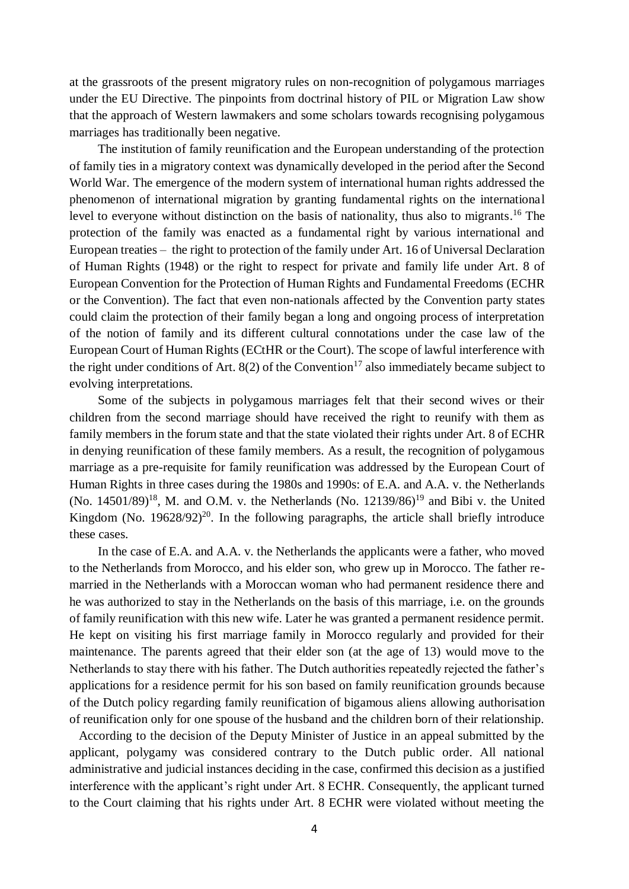at the grassroots of the present migratory rules on non-recognition of polygamous marriages under the EU Directive. The pinpoints from doctrinal history of PIL or Migration Law show that the approach of Western lawmakers and some scholars towards recognising polygamous marriages has traditionally been negative.

The institution of family reunification and the European understanding of the protection of family ties in a migratory context was dynamically developed in the period after the Second World War. The emergence of the modern system of international human rights addressed the phenomenon of international migration by granting fundamental rights on the international level to everyone without distinction on the basis of nationality, thus also to migrants.[16] The protection of the family was enacted as a fundamental right by various international and European treaties – the right to protection of the family under Art. 16 of Universal Declaration of Human Rights (1948) or the right to respect for private and family life under Art. 8 of European Convention for the Protection of Human Rights and Fundamental Freedoms (ECHR or the Convention). The fact that even non-nationals affected by the Convention party states could claim the protection of their family began a long and ongoing process of interpretation of the notion of family and its different cultural connotations under the case law of the European Court of Human Rights (ECtHR or the Court). The scope of lawful interference with the right under conditions of Art. 8(2) of the Convention[17] also immediately became subject to evolving interpretations.

Some of the subjects in polygamous marriages felt that their second wives or their children from the second marriage should have received the right to reunify with them as family members in the forum state and that the state violated their rights under Art. 8 of ECHR in denying reunification of these family members. As a result, the recognition of polygamous marriage as a pre-requisite for family reunification was addressed by the European Court of Human Rights in three cases during the 1980s and 1990s: of E.A. and A.A. v. the Netherlands (No. 14501/89)[18], M. and O.M. v. the Netherlands (No. 12139/86)[19] and Bibi v. the United Kingdom (No. 19628/92)[20]. In the following paragraphs, the article shall briefly introduce these cases.

In the case of E.A. and A.A. v. the Netherlands the applicants were a father, who moved to the Netherlands from Morocco, and his elder son, who grew up in Morocco. The father re-married in the Netherlands with a Moroccan woman who had permanent residence there and he was authorized to stay in the Netherlands on the basis of this marriage, i.e. on the grounds of family reunification with this new wife. Later he was granted a permanent residence permit. He kept on visiting his first marriage family in Morocco regularly and provided for their maintenance. The parents agreed that their elder son (at the age of 13) would move to the Netherlands to stay there with his father. The Dutch authorities repeatedly rejected the father's applications for a residence permit for his son based on family reunification grounds because of the Dutch policy regarding family reunification of bigamous aliens allowing authorisation of reunification only for one spouse of the husband and the children born of their relationship.

According to the decision of the Deputy Minister of Justice in an appeal submitted by the applicant, polygamy was considered contrary to the Dutch public order. All national administrative and judicial instances deciding in the case, confirmed this decision as a justified interference with the applicant's right under Art. 8 ECHR. Consequently, the applicant turned to the Court claiming that his rights under Art. 8 ECHR were violated without meeting the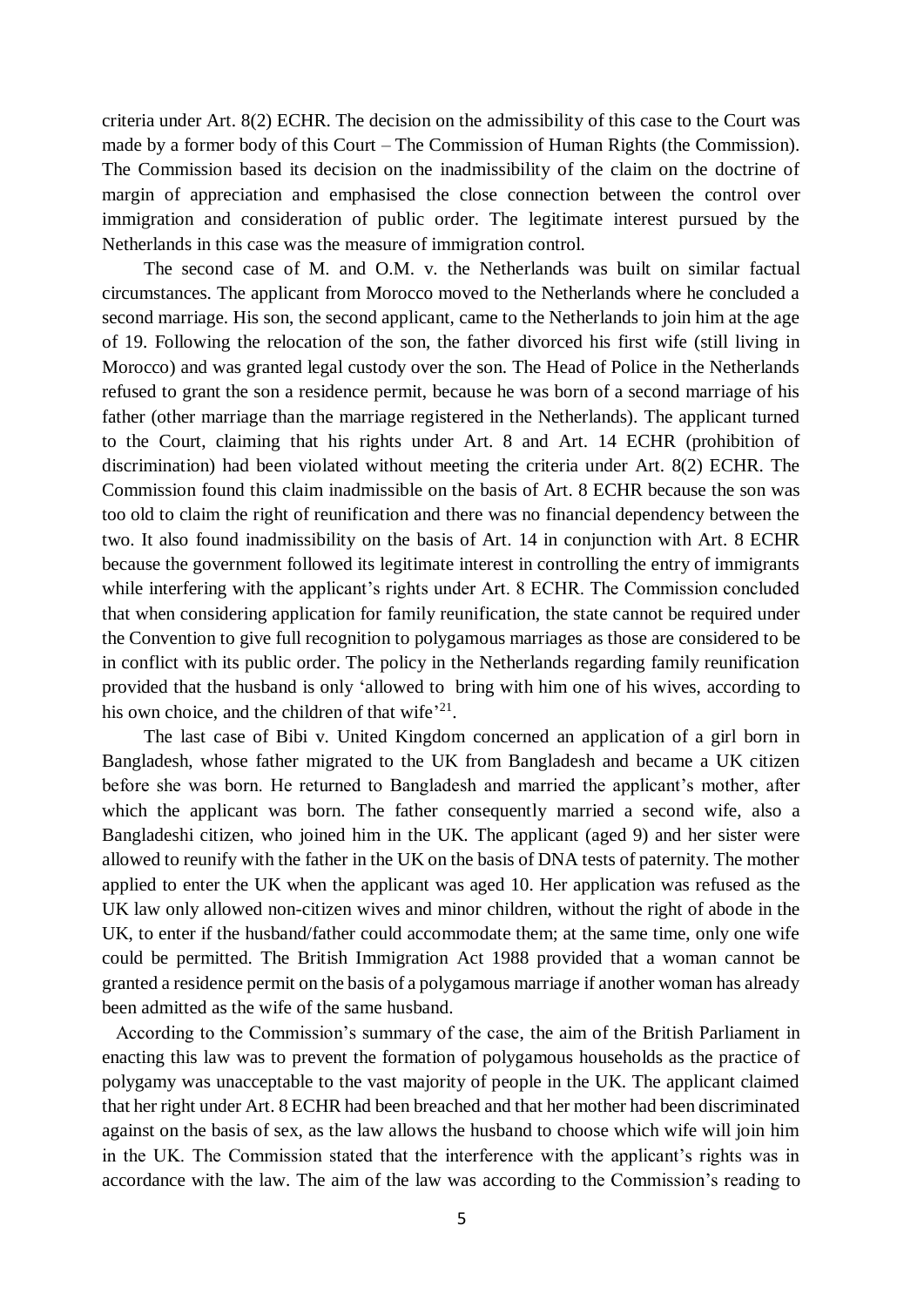criteria under Art. 8(2) ECHR. The decision on the admissibility of this case to the Court was made by a former body of this Court – The Commission of Human Rights (the Commission). The Commission based its decision on the inadmissibility of the claim on the doctrine of margin of appreciation and emphasised the close connection between the control over immigration and consideration of public order. The legitimate interest pursued by the Netherlands in this case was the measure of immigration control.

The second case of M. and O.M. v. the Netherlands was built on similar factual circumstances. The applicant from Morocco moved to the Netherlands where he concluded a second marriage. His son, the second applicant, came to the Netherlands to join him at the age of 19. Following the relocation of the son, the father divorced his first wife (still living in Morocco) and was granted legal custody over the son. The Head of Police in the Netherlands refused to grant the son a residence permit, because he was born of a second marriage of his father (other marriage than the marriage registered in the Netherlands). The applicant turned to the Court, claiming that his rights under Art. 8 and Art. 14 ECHR (prohibition of discrimination) had been violated without meeting the criteria under Art. 8(2) ECHR. The Commission found this claim inadmissible on the basis of Art. 8 ECHR because the son was too old to claim the right of reunification and there was no financial dependency between the two. It also found inadmissibility on the basis of Art. 14 in conjunction with Art. 8 ECHR because the government followed its legitimate interest in controlling the entry of immigrants while interfering with the applicant's rights under Art. 8 ECHR. The Commission concluded that when considering application for family reunification, the state cannot be required under the Convention to give full recognition to polygamous marriages as those are considered to be in conflict with its public order. The policy in the Netherlands regarding family reunification provided that the husband is only 'allowed to bring with him one of his wives, according to his own choice, and the children of that wife'[21].

The last case of Bibi v. United Kingdom concerned an application of a girl born in Bangladesh, whose father migrated to the UK from Bangladesh and became a UK citizen before she was born. He returned to Bangladesh and married the applicant's mother, after which the applicant was born. The father consequently married a second wife, also a Bangladeshi citizen, who joined him in the UK. The applicant (aged 9) and her sister were allowed to reunify with the father in the UK on the basis of DNA tests of paternity. The mother applied to enter the UK when the applicant was aged 10. Her application was refused as the UK law only allowed non-citizen wives and minor children, without the right of abode in the UK, to enter if the husband/father could accommodate them; at the same time, only one wife could be permitted. The British Immigration Act 1988 provided that a woman cannot be granted a residence permit on the basis of a polygamous marriage if another woman has already been admitted as the wife of the same husband.

According to the Commission's summary of the case, the aim of the British Parliament in enacting this law was to prevent the formation of polygamous households as the practice of polygamy was unacceptable to the vast majority of people in the UK. The applicant claimed that her right under Art. 8 ECHR had been breached and that her mother had been discriminated against on the basis of sex, as the law allows the husband to choose which wife will join him in the UK. The Commission stated that the interference with the applicant's rights was in accordance with the law. The aim of the law was according to the Commission's reading to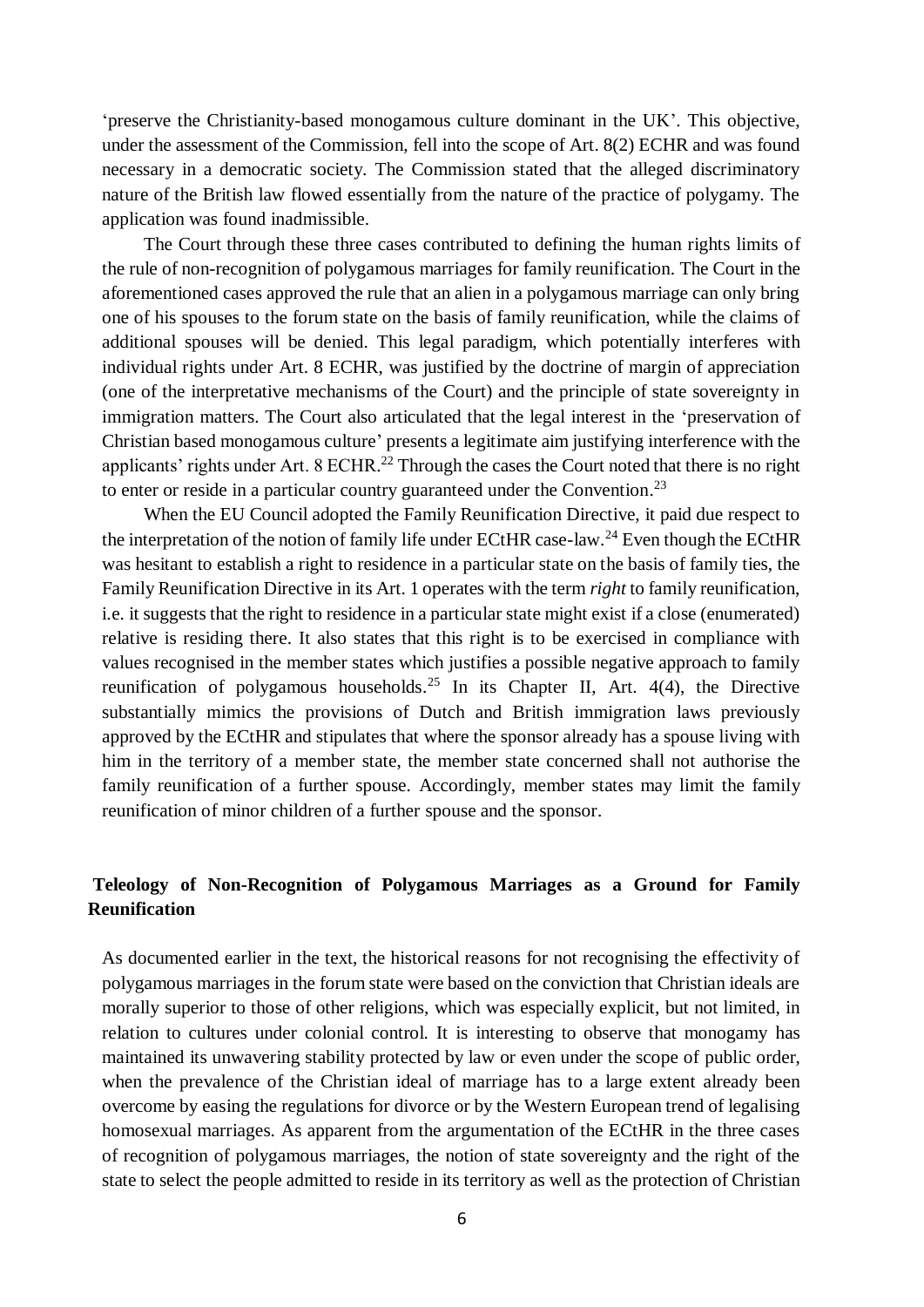'preserve the Christianity-based monogamous culture dominant in the UK'. This objective, under the assessment of the Commission, fell into the scope of Art. 8(2) ECHR and was found necessary in a democratic society. The Commission stated that the alleged discriminatory nature of the British law flowed essentially from the nature of the practice of polygamy. The application was found inadmissible.

The Court through these three cases contributed to defining the human rights limits of the rule of non-recognition of polygamous marriages for family reunification. The Court in the aforementioned cases approved the rule that an alien in a polygamous marriage can only bring one of his spouses to the forum state on the basis of family reunification, while the claims of additional spouses will be denied. This legal paradigm, which potentially interferes with individual rights under Art. 8 ECHR, was justified by the doctrine of margin of appreciation (one of the interpretative mechanisms of the Court) and the principle of state sovereignty in immigration matters. The Court also articulated that the legal interest in the 'preservation of Christian based monogamous culture' presents a legitimate aim justifying interference with the applicants' rights under Art. 8 ECHR.[22] Through the cases the Court noted that there is no right to enter or reside in a particular country guaranteed under the Convention.[23]

When the EU Council adopted the Family Reunification Directive, it paid due respect to the interpretation of the notion of family life under ECtHR case-law.[24] Even though the ECtHR was hesitant to establish a right to residence in a particular state on the basis of family ties, the Family Reunification Directive in its Art. 1 operates with the term *right* to family reunification, i.e. it suggests that the right to residence in a particular state might exist if a close (enumerated) relative is residing there. It also states that this right is to be exercised in compliance with values recognised in the member states which justifies a possible negative approach to family reunification of polygamous households.[25] In its Chapter II, Art. 4(4), the Directive substantially mimics the provisions of Dutch and British immigration laws previously approved by the ECtHR and stipulates that where the sponsor already has a spouse living with him in the territory of a member state, the member state concerned shall not authorise the family reunification of a further spouse. Accordingly, member states may limit the family reunification of minor children of a further spouse and the sponsor.

## Teleology of Non-Recognition of Polygamous Marriages as a Ground for Family Reunification

As documented earlier in the text, the historical reasons for not recognising the effectivity of polygamous marriages in the forum state were based on the conviction that Christian ideals are morally superior to those of other religions, which was especially explicit, but not limited, in relation to cultures under colonial control. It is interesting to observe that monogamy has maintained its unwavering stability protected by law or even under the scope of public order, when the prevalence of the Christian ideal of marriage has to a large extent already been overcome by easing the regulations for divorce or by the Western European trend of legalising homosexual marriages. As apparent from the argumentation of the ECtHR in the three cases of recognition of polygamous marriages, the notion of state sovereignty and the right of the state to select the people admitted to reside in its territory as well as the protection of Christian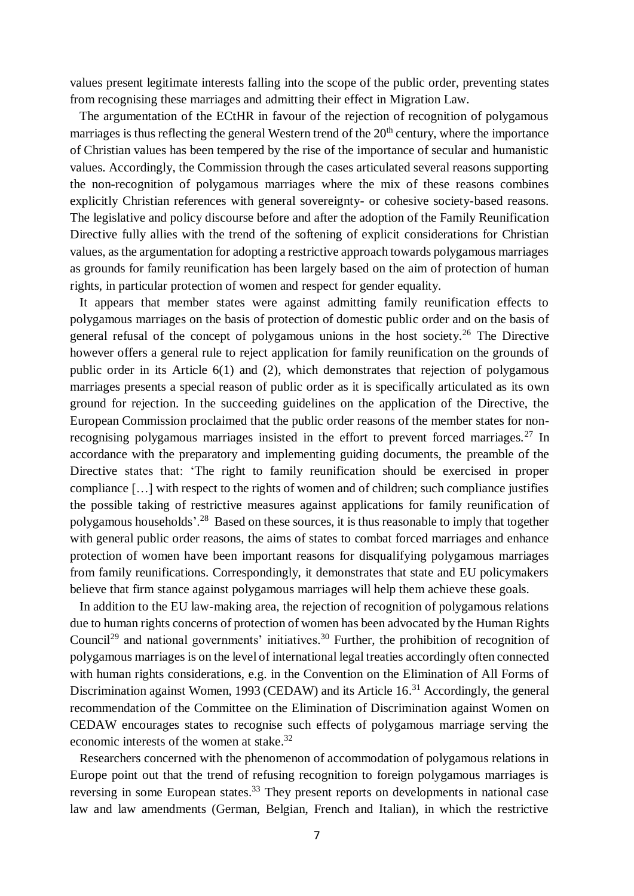values present legitimate interests falling into the scope of the public order, preventing states from recognising these marriages and admitting their effect in Migration Law.

The argumentation of the ECtHR in favour of the rejection of recognition of polygamous marriages is thus reflecting the general Western trend of the 20th century, where the importance of Christian values has been tempered by the rise of the importance of secular and humanistic values. Accordingly, the Commission through the cases articulated several reasons supporting the non-recognition of polygamous marriages where the mix of these reasons combines explicitly Christian references with general sovereignty- or cohesive society-based reasons. The legislative and policy discourse before and after the adoption of the Family Reunification Directive fully allies with the trend of the softening of explicit considerations for Christian values, as the argumentation for adopting a restrictive approach towards polygamous marriages as grounds for family reunification has been largely based on the aim of protection of human rights, in particular protection of women and respect for gender equality.

It appears that member states were against admitting family reunification effects to polygamous marriages on the basis of protection of domestic public order and on the basis of general refusal of the concept of polygamous unions in the host society.[26] The Directive however offers a general rule to reject application for family reunification on the grounds of public order in its Article 6(1) and (2), which demonstrates that rejection of polygamous marriages presents a special reason of public order as it is specifically articulated as its own ground for rejection. In the succeeding guidelines on the application of the Directive, the European Commission proclaimed that the public order reasons of the member states for non-recognising polygamous marriages insisted in the effort to prevent forced marriages.[27] In accordance with the preparatory and implementing guiding documents, the preamble of the Directive states that: 'The right to family reunification should be exercised in proper compliance […] with respect to the rights of women and of children; such compliance justifies the possible taking of restrictive measures against applications for family reunification of polygamous households'.[28] Based on these sources, it is thus reasonable to imply that together with general public order reasons, the aims of states to combat forced marriages and enhance protection of women have been important reasons for disqualifying polygamous marriages from family reunifications. Correspondingly, it demonstrates that state and EU policymakers believe that firm stance against polygamous marriages will help them achieve these goals.

In addition to the EU law-making area, the rejection of recognition of polygamous relations due to human rights concerns of protection of women has been advocated by the Human Rights Council[29] and national governments' initiatives.[30] Further, the prohibition of recognition of polygamous marriages is on the level of international legal treaties accordingly often connected with human rights considerations, e.g. in the Convention on the Elimination of All Forms of Discrimination against Women, 1993 (CEDAW) and its Article 16.[31] Accordingly, the general recommendation of the Committee on the Elimination of Discrimination against Women on CEDAW encourages states to recognise such effects of polygamous marriage serving the economic interests of the women at stake.[32]

Researchers concerned with the phenomenon of accommodation of polygamous relations in Europe point out that the trend of refusing recognition to foreign polygamous marriages is reversing in some European states.[33] They present reports on developments in national case law and law amendments (German, Belgian, French and Italian), in which the restrictive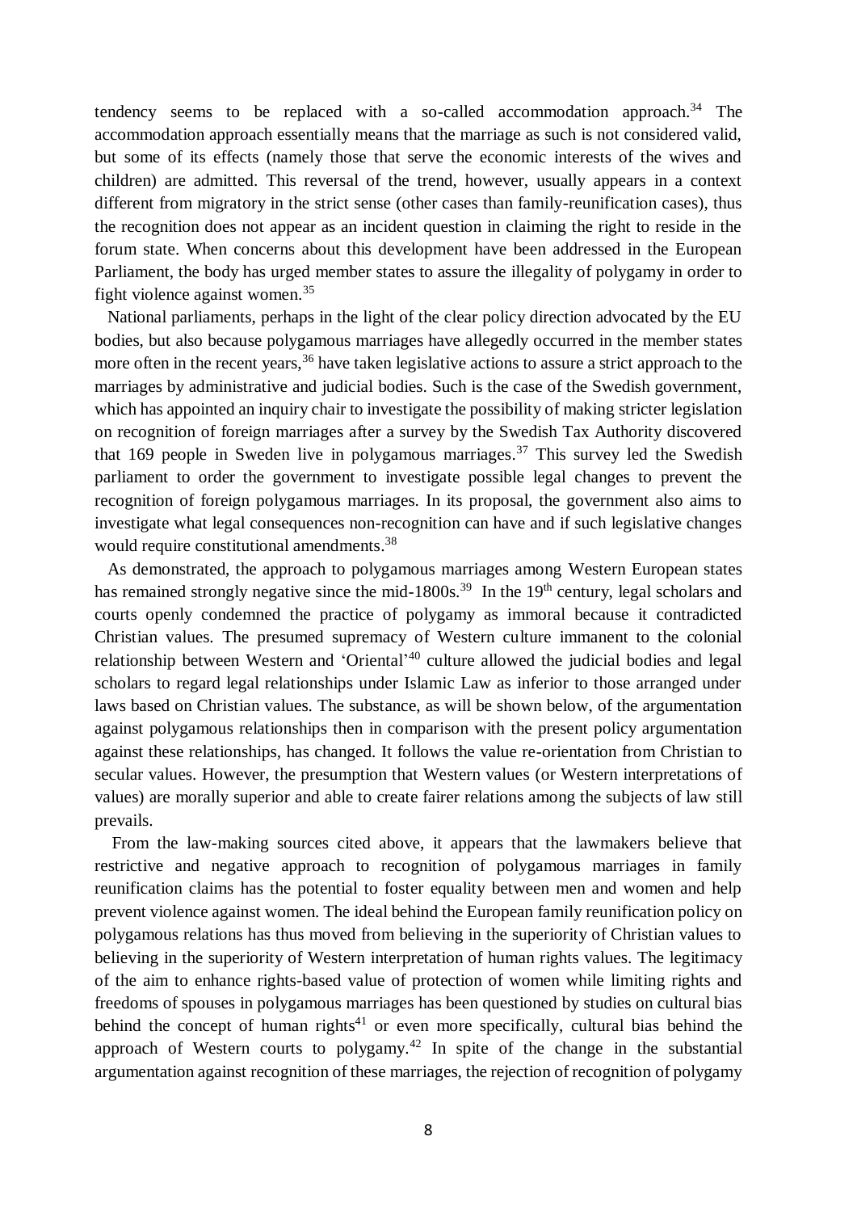tendency seems to be replaced with a so-called accommodation approach.[34] The accommodation approach essentially means that the marriage as such is not considered valid, but some of its effects (namely those that serve the economic interests of the wives and children) are admitted. This reversal of the trend, however, usually appears in a context different from migratory in the strict sense (other cases than family-reunification cases), thus the recognition does not appear as an incident question in claiming the right to reside in the forum state. When concerns about this development have been addressed in the European Parliament, the body has urged member states to assure the illegality of polygamy in order to fight violence against women.[35]

National parliaments, perhaps in the light of the clear policy direction advocated by the EU bodies, but also because polygamous marriages have allegedly occurred in the member states more often in the recent years,[36] have taken legislative actions to assure a strict approach to the marriages by administrative and judicial bodies. Such is the case of the Swedish government, which has appointed an inquiry chair to investigate the possibility of making stricter legislation on recognition of foreign marriages after a survey by the Swedish Tax Authority discovered that 169 people in Sweden live in polygamous marriages.[37] This survey led the Swedish parliament to order the government to investigate possible legal changes to prevent the recognition of foreign polygamous marriages. In its proposal, the government also aims to investigate what legal consequences non-recognition can have and if such legislative changes would require constitutional amendments.[38]

As demonstrated, the approach to polygamous marriages among Western European states has remained strongly negative since the mid-1800s.[39] In the 19th century, legal scholars and courts openly condemned the practice of polygamy as immoral because it contradicted Christian values. The presumed supremacy of Western culture immanent to the colonial relationship between Western and 'Oriental'[40] culture allowed the judicial bodies and legal scholars to regard legal relationships under Islamic Law as inferior to those arranged under laws based on Christian values. The substance, as will be shown below, of the argumentation against polygamous relationships then in comparison with the present policy argumentation against these relationships, has changed. It follows the value re-orientation from Christian to secular values. However, the presumption that Western values (or Western interpretations of values) are morally superior and able to create fairer relations among the subjects of law still prevails.

From the law-making sources cited above, it appears that the lawmakers believe that restrictive and negative approach to recognition of polygamous marriages in family reunification claims has the potential to foster equality between men and women and help prevent violence against women. The ideal behind the European family reunification policy on polygamous relations has thus moved from believing in the superiority of Christian values to believing in the superiority of Western interpretation of human rights values. The legitimacy of the aim to enhance rights-based value of protection of women while limiting rights and freedoms of spouses in polygamous marriages has been questioned by studies on cultural bias behind the concept of human rights[41] or even more specifically, cultural bias behind the approach of Western courts to polygamy.[42] In spite of the change in the substantial argumentation against recognition of these marriages, the rejection of recognition of polygamy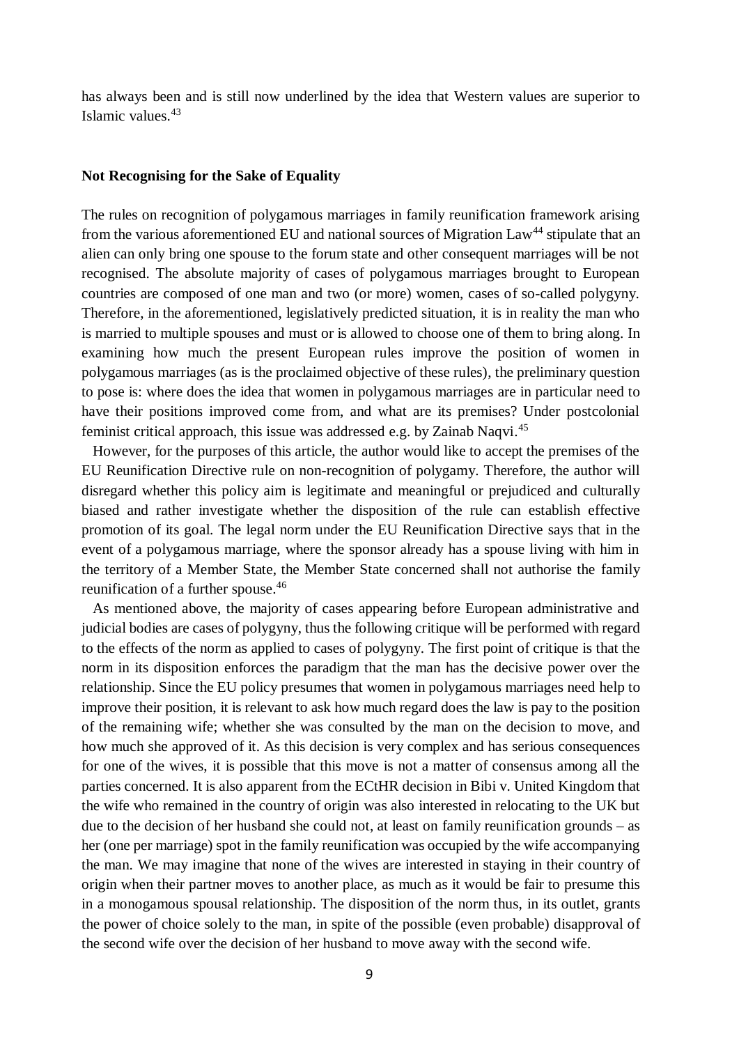has always been and is still now underlined by the idea that Western values are superior to Islamic values.[43]

## Not Recognising for the Sake of Equality

The rules on recognition of polygamous marriages in family reunification framework arising from the various aforementioned EU and national sources of Migration Law[44] stipulate that an alien can only bring one spouse to the forum state and other consequent marriages will be not recognised. The absolute majority of cases of polygamous marriages brought to European countries are composed of one man and two (or more) women, cases of so-called polygyny. Therefore, in the aforementioned, legislatively predicted situation, it is in reality the man who is married to multiple spouses and must or is allowed to choose one of them to bring along. In examining how much the present European rules improve the position of women in polygamous marriages (as is the proclaimed objective of these rules), the preliminary question to pose is: where does the idea that women in polygamous marriages are in particular need to have their positions improved come from, and what are its premises? Under postcolonial feminist critical approach, this issue was addressed e.g. by Zainab Naqvi.[45]

However, for the purposes of this article, the author would like to accept the premises of the EU Reunification Directive rule on non-recognition of polygamy. Therefore, the author will disregard whether this policy aim is legitimate and meaningful or prejudiced and culturally biased and rather investigate whether the disposition of the rule can establish effective promotion of its goal. The legal norm under the EU Reunification Directive says that in the event of a polygamous marriage, where the sponsor already has a spouse living with him in the territory of a Member State, the Member State concerned shall not authorise the family reunification of a further spouse.[46]

As mentioned above, the majority of cases appearing before European administrative and judicial bodies are cases of polygyny, thus the following critique will be performed with regard to the effects of the norm as applied to cases of polygyny. The first point of critique is that the norm in its disposition enforces the paradigm that the man has the decisive power over the relationship. Since the EU policy presumes that women in polygamous marriages need help to improve their position, it is relevant to ask how much regard does the law is pay to the position of the remaining wife; whether she was consulted by the man on the decision to move, and how much she approved of it. As this decision is very complex and has serious consequences for one of the wives, it is possible that this move is not a matter of consensus among all the parties concerned. It is also apparent from the ECtHR decision in Bibi v. United Kingdom that the wife who remained in the country of origin was also interested in relocating to the UK but due to the decision of her husband she could not, at least on family reunification grounds – as her (one per marriage) spot in the family reunification was occupied by the wife accompanying the man. We may imagine that none of the wives are interested in staying in their country of origin when their partner moves to another place, as much as it would be fair to presume this in a monogamous spousal relationship. The disposition of the norm thus, in its outlet, grants the power of choice solely to the man, in spite of the possible (even probable) disapproval of the second wife over the decision of her husband to move away with the second wife.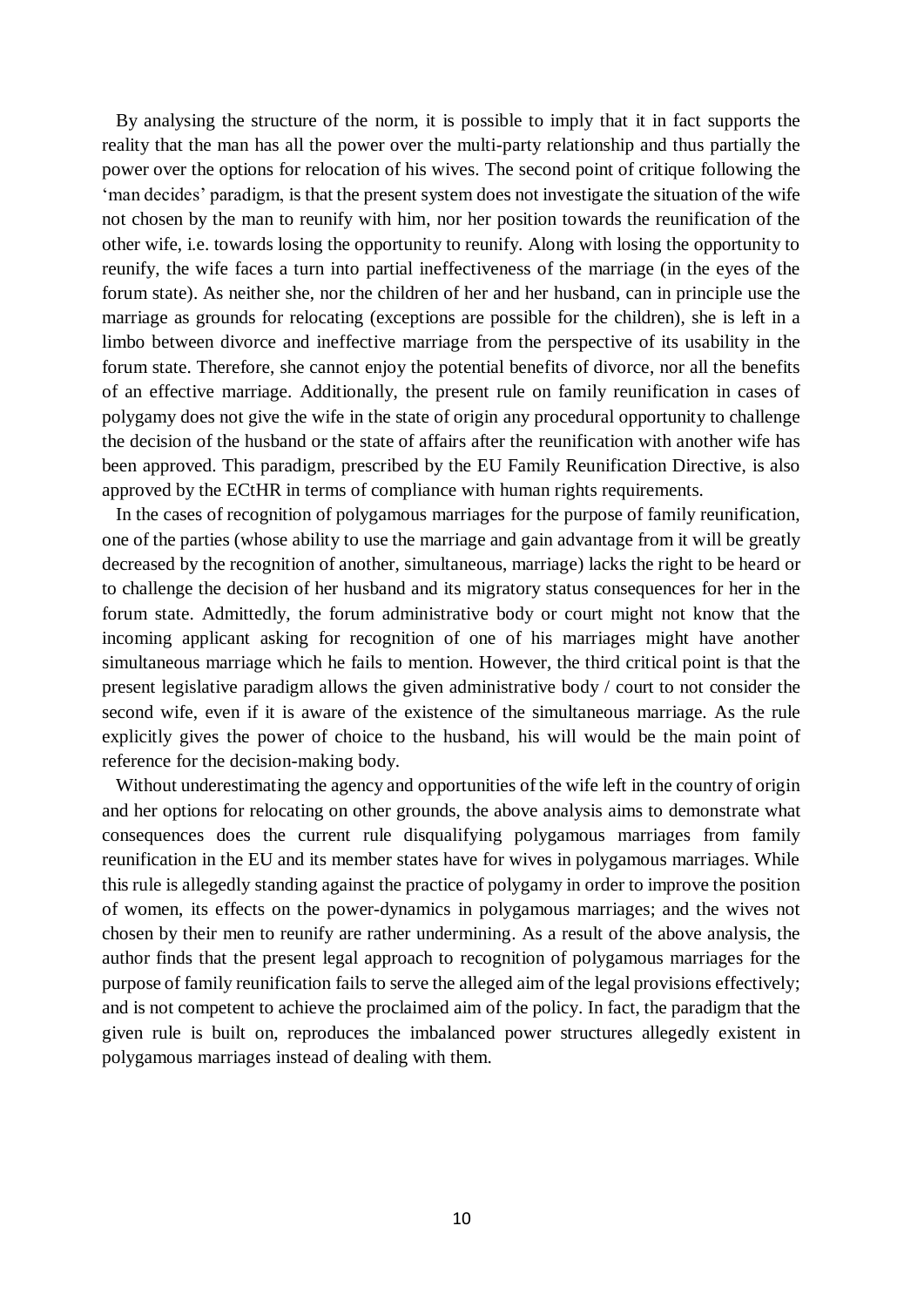By analysing the structure of the norm, it is possible to imply that it in fact supports the reality that the man has all the power over the multi-party relationship and thus partially the power over the options for relocation of his wives. The second point of critique following the 'man decides' paradigm, is that the present system does not investigate the situation of the wife not chosen by the man to reunify with him, nor her position towards the reunification of the other wife, i.e. towards losing the opportunity to reunify. Along with losing the opportunity to reunify, the wife faces a turn into partial ineffectiveness of the marriage (in the eyes of the forum state). As neither she, nor the children of her and her husband, can in principle use the marriage as grounds for relocating (exceptions are possible for the children), she is left in a limbo between divorce and ineffective marriage from the perspective of its usability in the forum state. Therefore, she cannot enjoy the potential benefits of divorce, nor all the benefits of an effective marriage. Additionally, the present rule on family reunification in cases of polygamy does not give the wife in the state of origin any procedural opportunity to challenge the decision of the husband or the state of affairs after the reunification with another wife has been approved. This paradigm, prescribed by the EU Family Reunification Directive, is also approved by the ECtHR in terms of compliance with human rights requirements.

In the cases of recognition of polygamous marriages for the purpose of family reunification, one of the parties (whose ability to use the marriage and gain advantage from it will be greatly decreased by the recognition of another, simultaneous, marriage) lacks the right to be heard or to challenge the decision of her husband and its migratory status consequences for her in the forum state. Admittedly, the forum administrative body or court might not know that the incoming applicant asking for recognition of one of his marriages might have another simultaneous marriage which he fails to mention. However, the third critical point is that the present legislative paradigm allows the given administrative body / court to not consider the second wife, even if it is aware of the existence of the simultaneous marriage. As the rule explicitly gives the power of choice to the husband, his will would be the main point of reference for the decision-making body.

Without underestimating the agency and opportunities of the wife left in the country of origin and her options for relocating on other grounds, the above analysis aims to demonstrate what consequences does the current rule disqualifying polygamous marriages from family reunification in the EU and its member states have for wives in polygamous marriages. While this rule is allegedly standing against the practice of polygamy in order to improve the position of women, its effects on the power-dynamics in polygamous marriages; and the wives not chosen by their men to reunify are rather undermining. As a result of the above analysis, the author finds that the present legal approach to recognition of polygamous marriages for the purpose of family reunification fails to serve the alleged aim of the legal provisions effectively; and is not competent to achieve the proclaimed aim of the policy. In fact, the paradigm that the given rule is built on, reproduces the imbalanced power structures allegedly existent in polygamous marriages instead of dealing with them.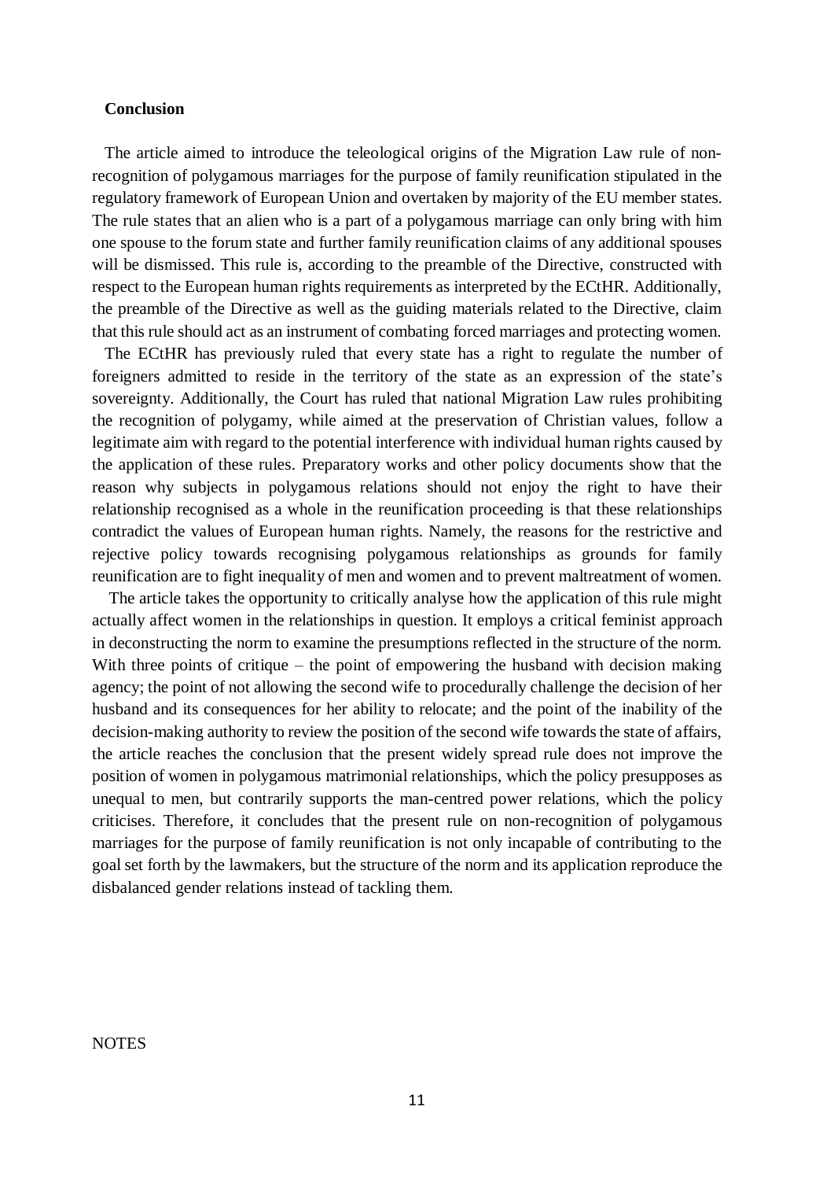## Conclusion

The article aimed to introduce the teleological origins of the Migration Law rule of non-recognition of polygamous marriages for the purpose of family reunification stipulated in the regulatory framework of European Union and overtaken by majority of the EU member states. The rule states that an alien who is a part of a polygamous marriage can only bring with him one spouse to the forum state and further family reunification claims of any additional spouses will be dismissed. This rule is, according to the preamble of the Directive, constructed with respect to the European human rights requirements as interpreted by the ECtHR. Additionally, the preamble of the Directive as well as the guiding materials related to the Directive, claim that this rule should act as an instrument of combating forced marriages and protecting women.

The ECtHR has previously ruled that every state has a right to regulate the number of foreigners admitted to reside in the territory of the state as an expression of the state's sovereignty. Additionally, the Court has ruled that national Migration Law rules prohibiting the recognition of polygamy, while aimed at the preservation of Christian values, follow a legitimate aim with regard to the potential interference with individual human rights caused by the application of these rules. Preparatory works and other policy documents show that the reason why subjects in polygamous relations should not enjoy the right to have their relationship recognised as a whole in the reunification proceeding is that these relationships contradict the values of European human rights. Namely, the reasons for the restrictive and rejective policy towards recognising polygamous relationships as grounds for family reunification are to fight inequality of men and women and to prevent maltreatment of women.

The article takes the opportunity to critically analyse how the application of this rule might actually affect women in the relationships in question. It employs a critical feminist approach in deconstructing the norm to examine the presumptions reflected in the structure of the norm. With three points of critique – the point of empowering the husband with decision making agency; the point of not allowing the second wife to procedurally challenge the decision of her husband and its consequences for her ability to relocate; and the point of the inability of the decision-making authority to review the position of the second wife towards the state of affairs, the article reaches the conclusion that the present widely spread rule does not improve the position of women in polygamous matrimonial relationships, which the policy presupposes as unequal to men, but contrarily supports the man-centred power relations, which the policy criticises. Therefore, it concludes that the present rule on non-recognition of polygamous marriages for the purpose of family reunification is not only incapable of contributing to the goal set forth by the lawmakers, but the structure of the norm and its application reproduce the disbalanced gender relations instead of tackling them.

NOTES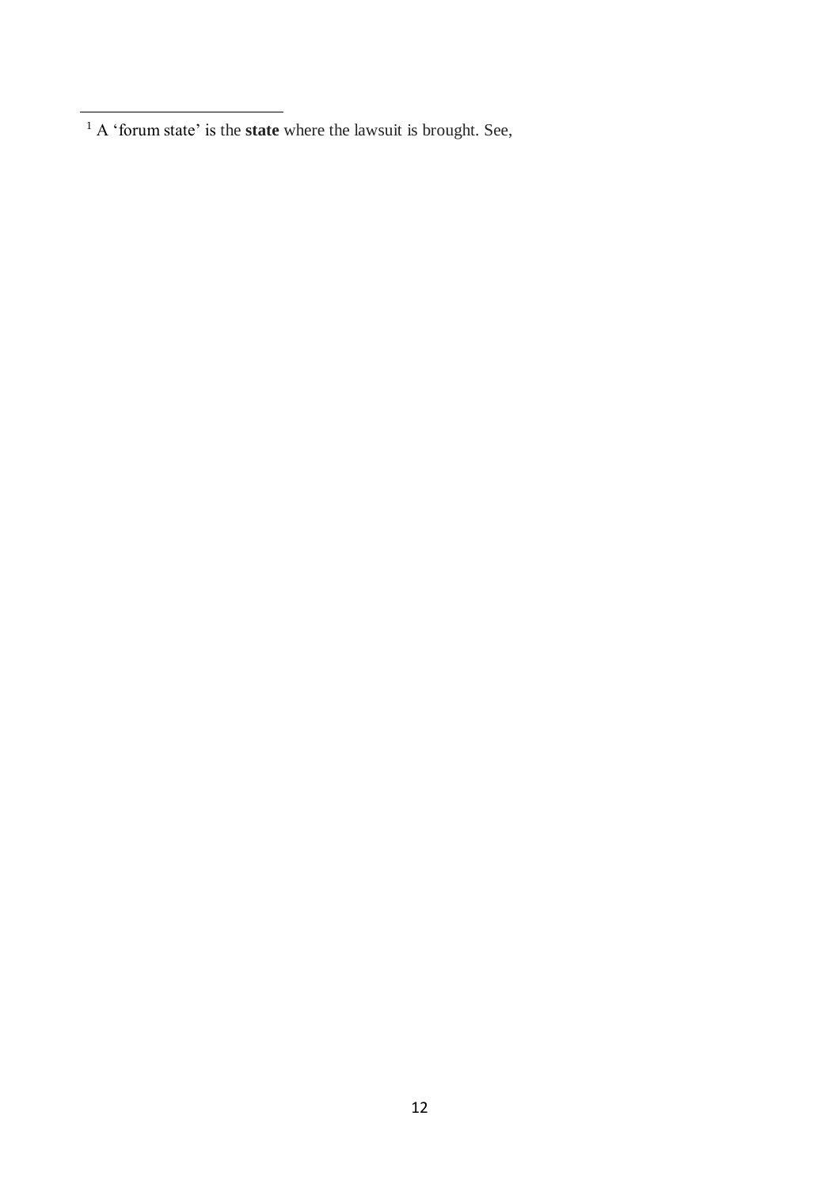[1] A 'forum state' is the **state** where the lawsuit is brought. See,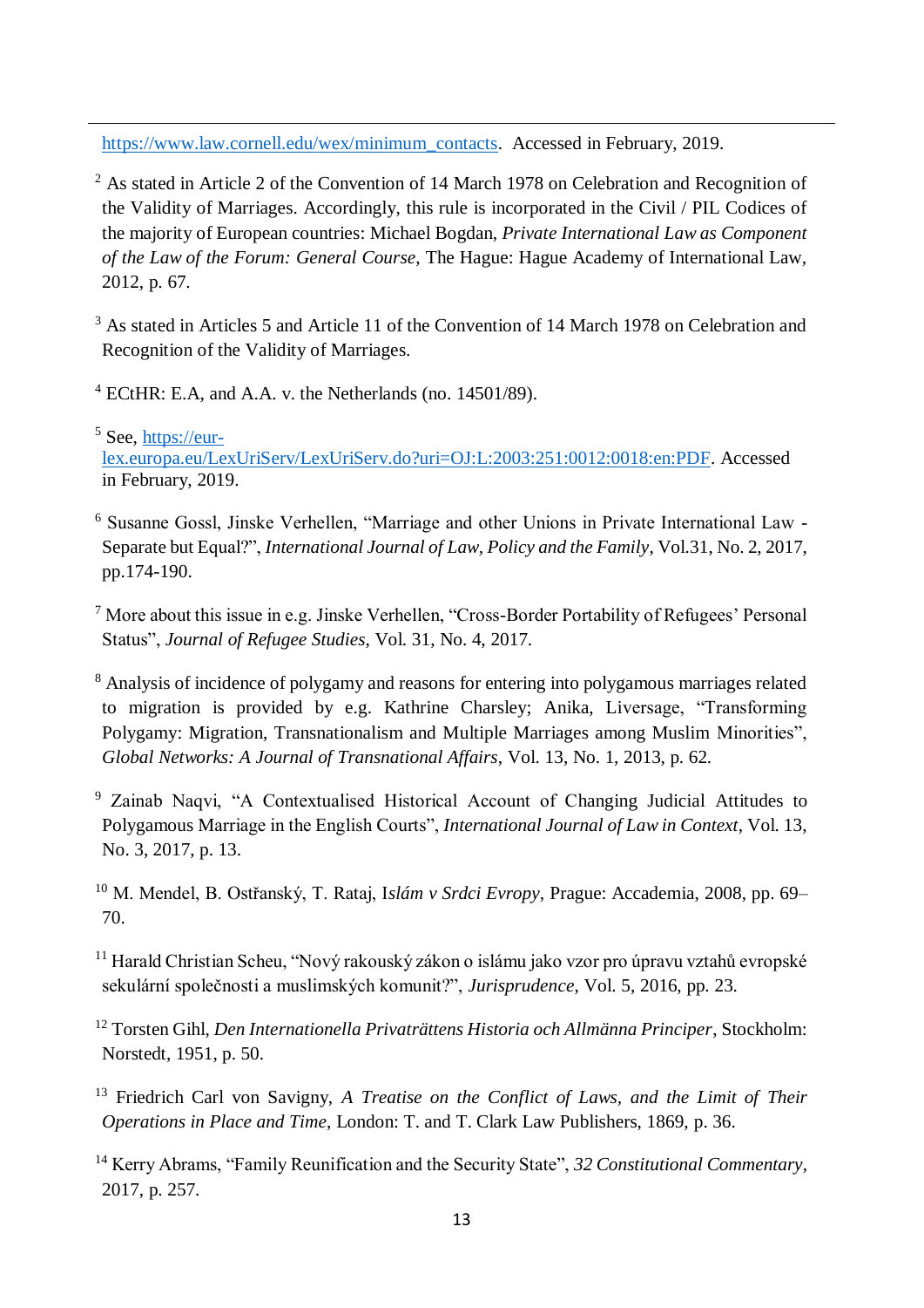https://www.law.cornell.edu/wex/minimum_contacts. Accessed in February, 2019.

[2] As stated in Article 2 of the Convention of 14 March 1978 on Celebration and Recognition of the Validity of Marriages. Accordingly, this rule is incorporated in the Civil / PIL Codices of the majority of European countries: Michael Bogdan, *Private International Law as Component of the Law of the Forum: General Course*, The Hague: Hague Academy of International Law, 2012, p. 67.

[3] As stated in Articles 5 and Article 11 of the Convention of 14 March 1978 on Celebration and Recognition of the Validity of Marriages.

[4] ECtHR: E.A, and A.A. v. the Netherlands (no. 14501/89).

[5] See, https://eur-lex.europa.eu/LexUriServ/LexUriServ.do?uri=OJ:L:2003:251:0012:0018:en:PDF. Accessed in February, 2019.

[6] Susanne Gossl, Jinske Verhellen, "Marriage and other Unions in Private International Law - Separate but Equal?", *International Journal of Law, Policy and the Family*, Vol.31, No. 2, 2017, pp.174-190.

[7] More about this issue in e.g. Jinske Verhellen, "Cross-Border Portability of Refugees' Personal Status", *Journal of Refugee Studies*, Vol. 31, No. 4, 2017.

[8] Analysis of incidence of polygamy and reasons for entering into polygamous marriages related to migration is provided by e.g. Kathrine Charsley; Anika, Liversage, "Transforming Polygamy: Migration, Transnationalism and Multiple Marriages among Muslim Minorities", *Global Networks: A Journal of Transnational Affairs*, Vol. 13, No. 1, 2013, p. 62.

[9] Zainab Naqvi, "A Contextualised Historical Account of Changing Judicial Attitudes to Polygamous Marriage in the English Courts", *International Journal of Law in Context*, Vol. 13, No. 3, 2017, p. 13.

[10] M. Mendel, B. Ostřanský, T. Rataj, I*slám v Srdci Evropy*, Prague: Accademia, 2008, pp. 69–70.

[11] Harald Christian Scheu, "Nový rakouský zákon o islámu jako vzor pro úpravu vztahů evropské sekulární společnosti a muslimských komunit?", *Jurisprudence*, Vol. 5, 2016, pp. 23.

[12] Torsten Gihl, *Den Internationella Privaträttens Historia och Allmänna Principer*, Stockholm: Norstedt, 1951, p. 50.

[13] Friedrich Carl von Savigny, *A Treatise on the Conflict of Laws, and the Limit of Their Operations in Place and Time*, London: T. and T. Clark Law Publishers, 1869, p. 36.

[14] Kerry Abrams, "Family Reunification and the Security State", *32 Constitutional Commentary*, 2017, p. 257.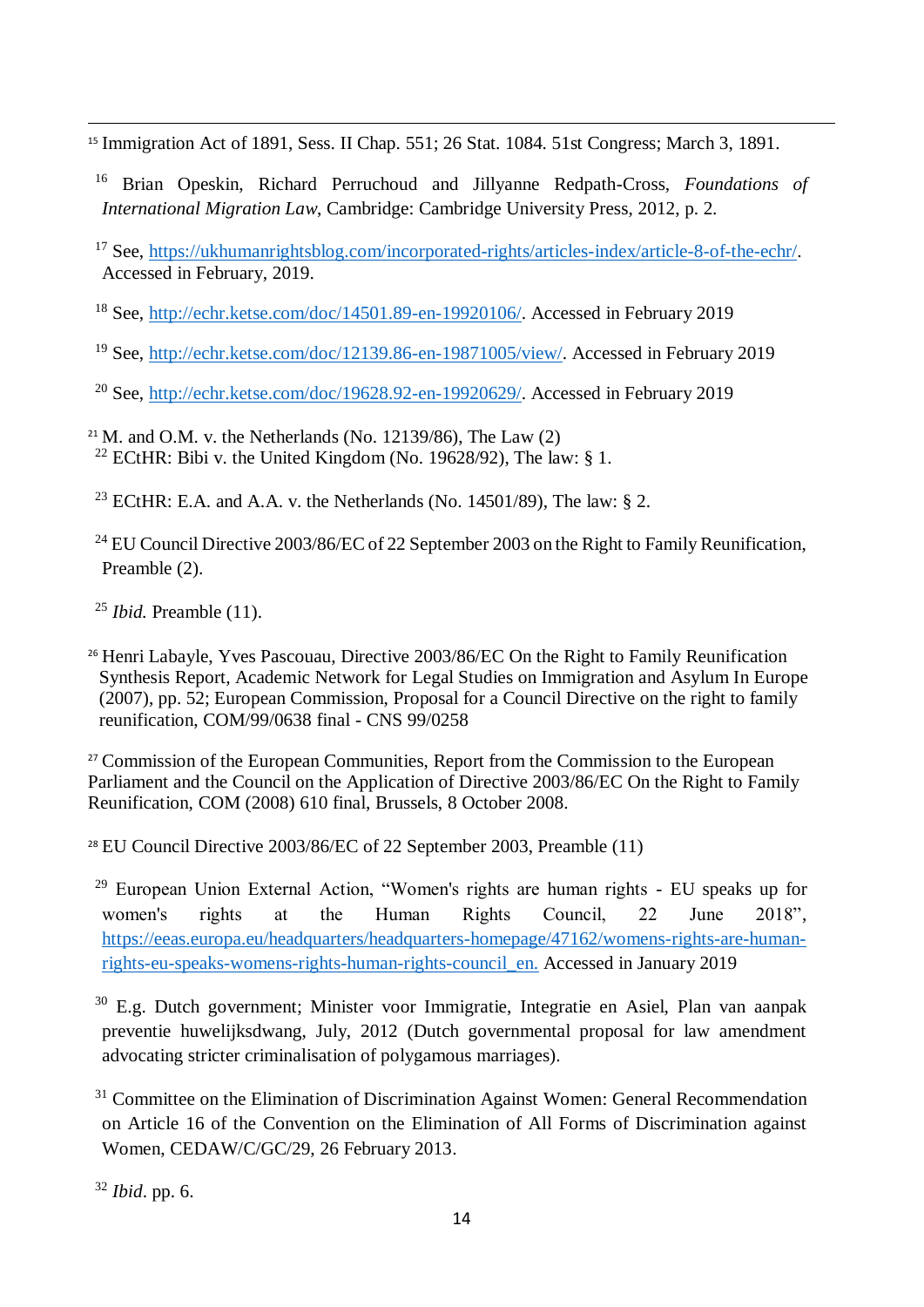[15] Immigration Act of 1891, Sess. II Chap. 551; 26 Stat. 1084. 51st Congress; March 3, 1891.

[16] Brian Opeskin, Richard Perruchoud and Jillyanne Redpath-Cross, *Foundations of International Migration Law*, Cambridge: Cambridge University Press, 2012, p. 2.

[17] See, https://ukhumanrightsblog.com/incorporated-rights/articles-index/article-8-of-the-echr/. Accessed in February, 2019.

[18] See, http://echr.ketse.com/doc/14501.89-en-19920106/. Accessed in February 2019

[19] See, http://echr.ketse.com/doc/12139.86-en-19871005/view/. Accessed in February 2019

[20] See, http://echr.ketse.com/doc/19628.92-en-19920629/. Accessed in February 2019

[21] M. and O.M. v. the Netherlands (No. 12139/86), The Law (2)

[22] ECtHR: Bibi v. the United Kingdom (No. 19628/92), The law: § 1.

[23] ECtHR: E.A. and A.A. v. the Netherlands (No. 14501/89), The law: § 2.

[24] EU Council Directive 2003/86/EC of 22 September 2003 on the Right to Family Reunification, Preamble (2).

[25] *Ibid.* Preamble (11).

[26] Henri Labayle, Yves Pascouau, Directive 2003/86/EC On the Right to Family Reunification Synthesis Report, Academic Network for Legal Studies on Immigration and Asylum In Europe (2007), pp. 52; European Commission, Proposal for a Council Directive on the right to family reunification, COM/99/0638 final - CNS 99/0258

[27] Commission of the European Communities, Report from the Commission to the European Parliament and the Council on the Application of Directive 2003/86/EC On the Right to Family Reunification, COM (2008) 610 final, Brussels, 8 October 2008.

[28] EU Council Directive 2003/86/EC of 22 September 2003, Preamble (11)

[29] European Union External Action, "Women's rights are human rights - EU speaks up for women's rights at the Human Rights Council, 22 June 2018", https://eeas.europa.eu/headquarters/headquarters-homepage/47162/womens-rights-are-human-rights-eu-speaks-womens-rights-human-rights-council_en. Accessed in January 2019

[30] E.g. Dutch government; Minister voor Immigratie, Integratie en Asiel, Plan van aanpak preventie huwelijksdwang, July, 2012 (Dutch governmental proposal for law amendment advocating stricter criminalisation of polygamous marriages).

[31] Committee on the Elimination of Discrimination Against Women: General Recommendation on Article 16 of the Convention on the Elimination of All Forms of Discrimination against Women, CEDAW/C/GC/29, 26 February 2013.

[32] *Ibid*. pp. 6.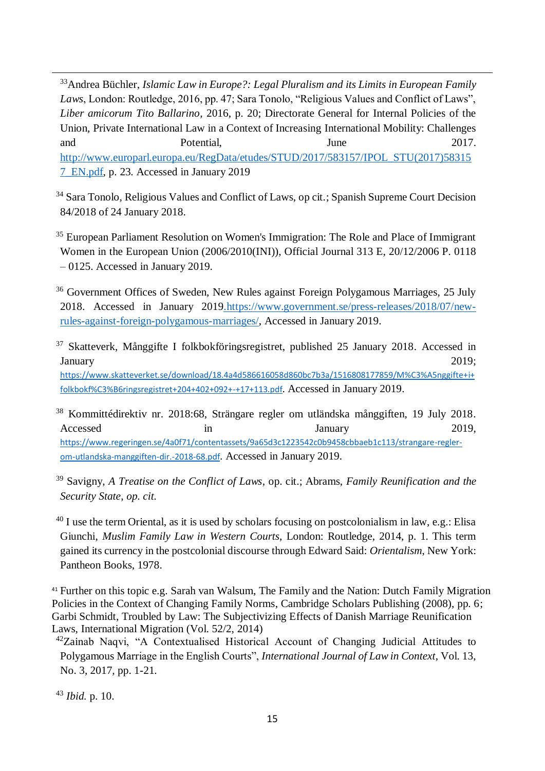[33]Andrea Büchler, *Islamic Law in Europe?: Legal Pluralism and its Limits in European Family Laws*, London: Routledge, 2016, pp. 47; Sara Tonolo, "Religious Values and Conflict of Laws", *Liber amicorum Tito Ballarino*, 2016, p. 20; Directorate General for Internal Policies of the Union, Private International Law in a Context of Increasing International Mobility: Challenges and Potential, June 2017. http://www.europarl.europa.eu/RegData/etudes/STUD/2017/583157/IPOL_STU(2017)583157_EN.pdf, p. 23. Accessed in January 2019

[34] Sara Tonolo, Religious Values and Conflict of Laws, op cit.; Spanish Supreme Court Decision 84/2018 of 24 January 2018.

[35] European Parliament Resolution on Women's Immigration: The Role and Place of Immigrant Women in the European Union (2006/2010(INI)), Official Journal 313 E, 20/12/2006 P. 0118 – 0125. Accessed in January 2019.

[36] Government Offices of Sweden, New Rules against Foreign Polygamous Marriages, 25 July 2018. Accessed in January 2019.https://www.government.se/press-releases/2018/07/new-rules-against-foreign-polygamous-marriages/, Accessed in January 2019.

[37] Skatteverk, Månggifte I folkbokföringsregistret, published 25 January 2018. Accessed in January 2019; https://www.skatteverket.se/download/18.4a4d586616058d860bc7b3a/1516808177859/M%C3%A5nggifte+i+folkbokf%C3%B6ringsregistret+204+402+092+-+17+113.pdf. Accessed in January 2019.

[38] Kommittédirektiv nr. 2018:68, Strängare regler om utländska månggiften, 19 July 2018. Accessed in January 2019, https://www.regeringen.se/4a0f71/contentassets/9a65d3c1223542c0b9458cbbaeb1c113/strangare-regler-om-utlandska-manggiften-dir.-2018-68.pdf. Accessed in January 2019.

[39] Savigny, *A Treatise on the Conflict of Laws*, op. cit.; Abrams, *Family Reunification and the Security State*, *op. cit.*

[40] I use the term Oriental, as it is used by scholars focusing on postcolonialism in law, e.g.: Elisa Giunchi, *Muslim Family Law in Western Courts*, London: Routledge, 2014, p. 1. This term gained its currency in the postcolonial discourse through Edward Said: *Orientalism*, New York: Pantheon Books, 1978.

[41] Further on this topic e.g. Sarah van Walsum, The Family and the Nation: Dutch Family Migration Policies in the Context of Changing Family Norms, Cambridge Scholars Publishing (2008), pp. 6; Garbi Schmidt, Troubled by Law: The Subjectivizing Effects of Danish Marriage Reunification Laws, International Migration (Vol. 52/2, 2014)

[42]Zainab Naqvi, "A Contextualised Historical Account of Changing Judicial Attitudes to Polygamous Marriage in the English Courts", *International Journal of Law in Context*, Vol. 13, No. 3, 2017, pp. 1-21.

[43] *Ibid.* p. 10.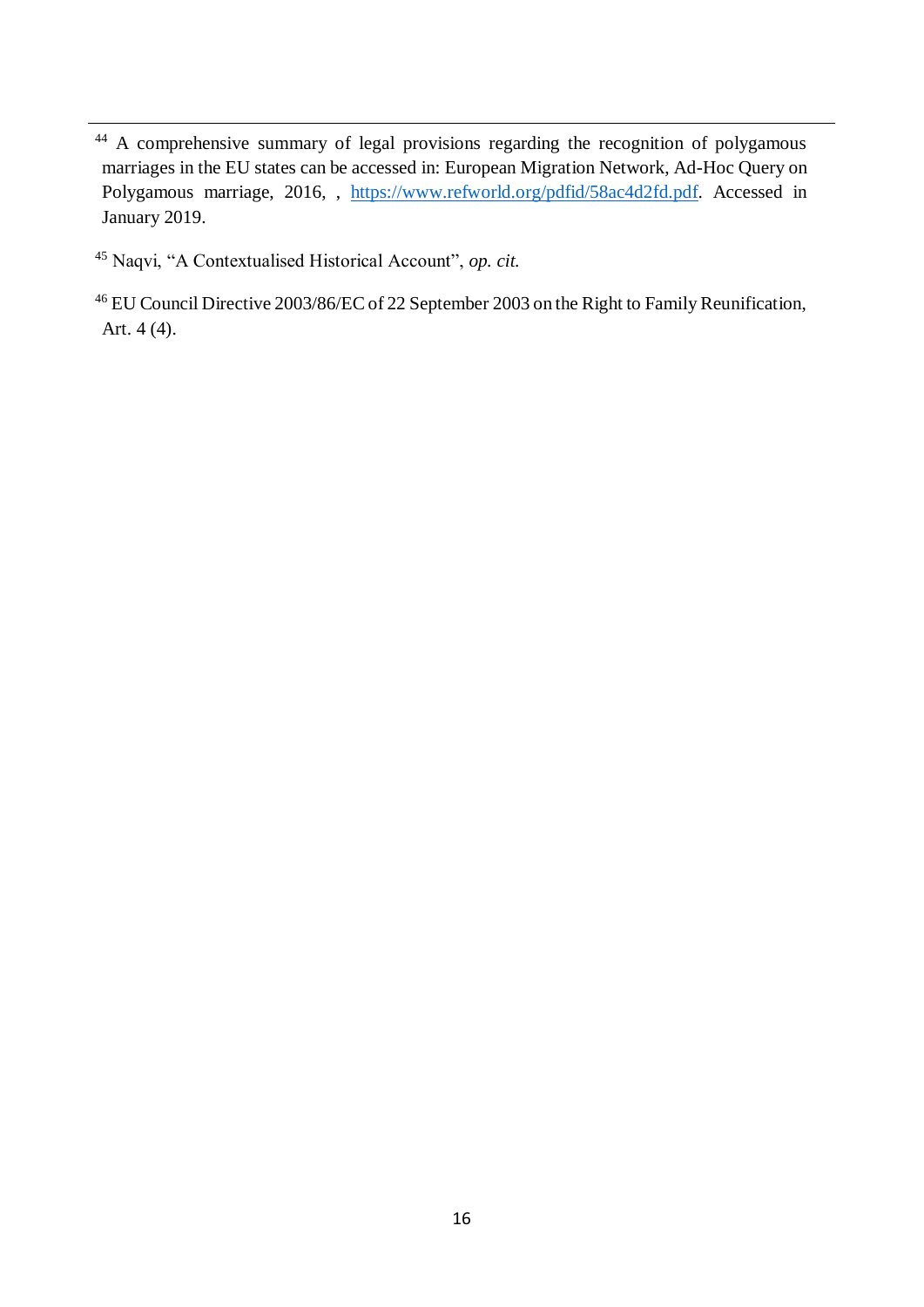[44] A comprehensive summary of legal provisions regarding the recognition of polygamous marriages in the EU states can be accessed in: European Migration Network, Ad-Hoc Query on Polygamous marriage, 2016, , https://www.refworld.org/pdfid/58ac4d2fd.pdf. Accessed in January 2019.

[45] Naqvi, "A Contextualised Historical Account", *op. cit.*

[46] EU Council Directive 2003/86/EC of 22 September 2003 on the Right to Family Reunification, Art. 4 (4).